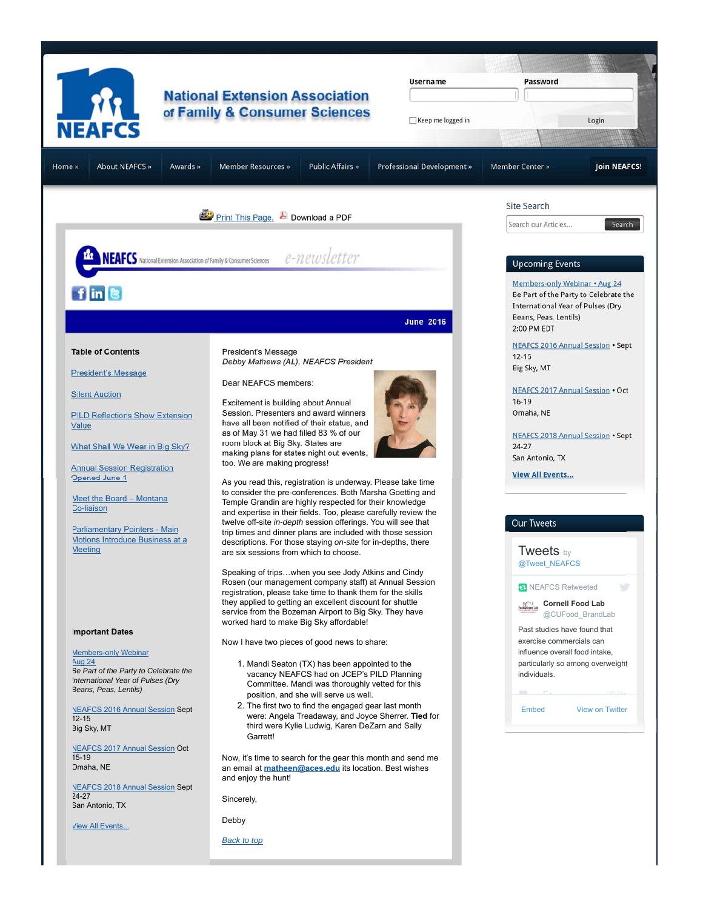# National Extension Association of Family & Consumer Sciences

Username Password

Keep me logged in Login

Home » | About NEAFCS » | Awards » | Member Resources » | Public Affairs » | Professional Development » | Member Center » | Join NEAFCS!

Print This Page. Download a PDF

NEAFCS National Extension Association of Family & Consumer Sciences e-newsletter

**June 2016**

## Table of Contents

- President's Message
- Silent Auction
- PILD Reflections Show Extension Value
- What Shall We Wear in Big Sky?
- Annual Session Registration Opened June 1
- Meet the Board – Montana Co-liaison
- Parliamentary Pointers - Main Motions Introduce Business at a Meeting

## President's Message

*Debby Mathews (AL), NEAFCS President*

Dear NEAFCS members:

Excitement is building about Annual Session. Presenters and award winners have all been notified of their status, and as of May 31 we had filled 83 % of our room block at Big Sky. States are making plans for states night out events, too. We are making progress!

As you read this, registration is underway. Please take time to consider the pre-conferences. Both Marsha Goetting and Temple Grandin are highly respected for their knowledge and expertise in their fields. Too, please carefully review the twelve off-site *in-depth* session offerings. You will see that trip times and dinner plans are included with those session descriptions. For those staying *on-site* for in-depths, there are six sessions from which to choose.

Speaking of trips…when you see Jody Atkins and Cindy Rosen (our management company staff) at Annual Session registration, please take time to thank them for the skills they applied to getting an excellent discount for shuttle service from the Bozeman Airport to Big Sky. They have worked hard to make Big Sky affordable!

Now I have two pieces of good news to share:

1. Mandi Seaton (TX) has been appointed to the vacancy NEAFCS had on JCEP's PILD Planning Committee. Mandi was thoroughly vetted for this position, and she will serve us well.
2. The first two to find the engaged gear last month were: Angela Treadaway, and Joyce Sherrer. **Tied** for third were Kylie Ludwig, Karen DeZarn and Sally Garrett!

Now, it's time to search for the gear this month and send me an email at matheen@aces.edu its location. Best wishes and enjoy the hunt!

Sincerely,

Debby

*Back to top*

## Important Dates

Members-only Webinar Aug 24
*Be Part of the Party to Celebrate the International Year of Pulses (Dry Beans, Peas, Lentils)*

NEAFCS 2016 Annual Session Sept 12-15
Big Sky, MT

NEAFCS 2017 Annual Session Oct 15-19
Omaha, NE

NEAFCS 2018 Annual Session Sept 24-27
San Antonio, TX

View All Events...

## Site Search

Search our Articles... Search

## Upcoming Events

Members-only Webinar • Aug 24
Be Part of the Party to Celebrate the International Year of Pulses (Dry Beans, Peas, Lentils)
2:00 PM EDT

NEAFCS 2016 Annual Session • Sept 12-15
Big Sky, MT

NEAFCS 2017 Annual Session • Oct 16-19
Omaha, NE

NEAFCS 2018 Annual Session • Sept 24-27
San Antonio, TX

**View All Events...**

## Our Tweets

Tweets by @Tweet_NEAFCS

NEAFCS Retweeted

**Cornell Food Lab** @CUFood_BrandLab

Past studies have found that exercise commercials can influence overall food intake, particularly so among overweight individuals.

Embed View on Twitter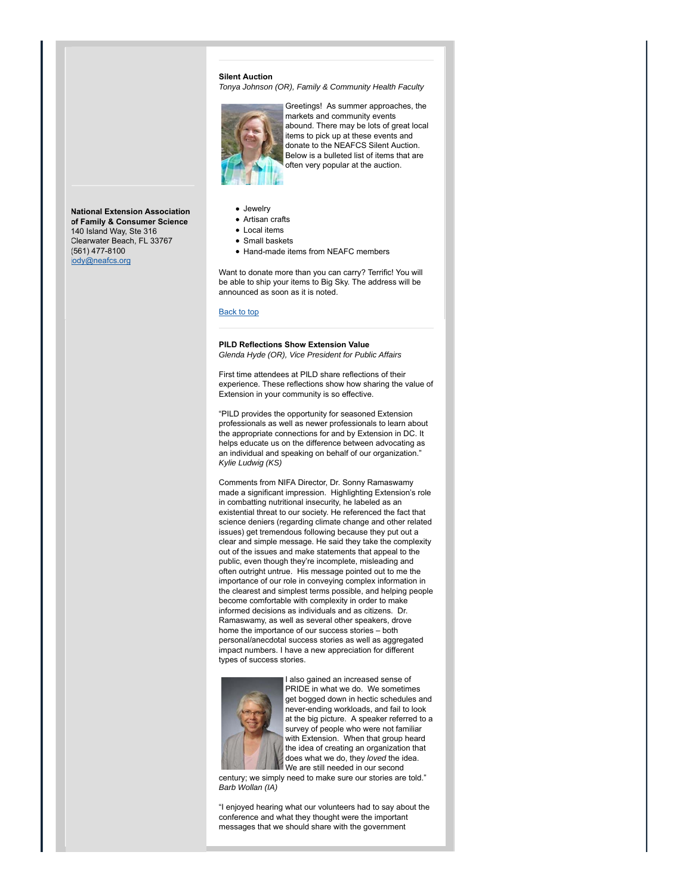**National Extension Association of Family & Consumer Science**
140 Island Way, Ste 316
Clearwater Beach, FL 33767
(561) 477-8100
[jody@neafcs.org](mailto:jody@neafcs.org)

---

**Silent Auction**
*Tonya Johnson (OR), Family & Community Health Faculty*

Greetings! As summer approaches, the markets and community events abound. There may be lots of great local items to pick up at these events and donate to the NEAFCS Silent Auction. Below is a bulleted list of items that are often very popular at the auction.

- Jewelry
- Artisan crafts
- Local items
- Small baskets
- Hand-made items from NEAFC members

Want to donate more than you can carry? Terrific! You will be able to ship your items to Big Sky. The address will be announced as soon as it is noted.

Back to top

---

**PILD Reflections Show Extension Value**
*Glenda Hyde (OR), Vice President for Public Affairs*

First time attendees at PILD share reflections of their experience. These reflections show how sharing the value of Extension in your community is so effective.

"PILD provides the opportunity for seasoned Extension professionals as well as newer professionals to learn about the appropriate connections for and by Extension in DC. It helps educate us on the difference between advocating as an individual and speaking on behalf of our organization."
*Kylie Ludwig (KS)*

Comments from NIFA Director, Dr. Sonny Ramaswamy made a significant impression. Highlighting Extension's role in combatting nutritional insecurity, he labeled as an existential threat to our society. He referenced the fact that science deniers (regarding climate change and other related issues) get tremendous following because they put out a clear and simple message. He said they take the complexity out of the issues and make statements that appeal to the public, even though they're incomplete, misleading and often outright untrue. His message pointed out to me the importance of our role in conveying complex information in the clearest and simplest terms possible, and helping people become comfortable with complexity in order to make informed decisions as individuals and as citizens. Dr. Ramaswamy, as well as several other speakers, drove home the importance of our success stories – both personal/anecdotal success stories as well as aggregated impact numbers. I have a new appreciation for different types of success stories.

I also gained an increased sense of PRIDE in what we do. We sometimes get bogged down in hectic schedules and never-ending workloads, and fail to look at the big picture. A speaker referred to a survey of people who were not familiar with Extension. When that group heard the idea of creating an organization that does what we do, they *loved* the idea. We are still needed in our second century; we simply need to make sure our stories are told."
*Barb Wollan (IA)*

"I enjoyed hearing what our volunteers had to say about the conference and what they thought were the important messages that we should share with the government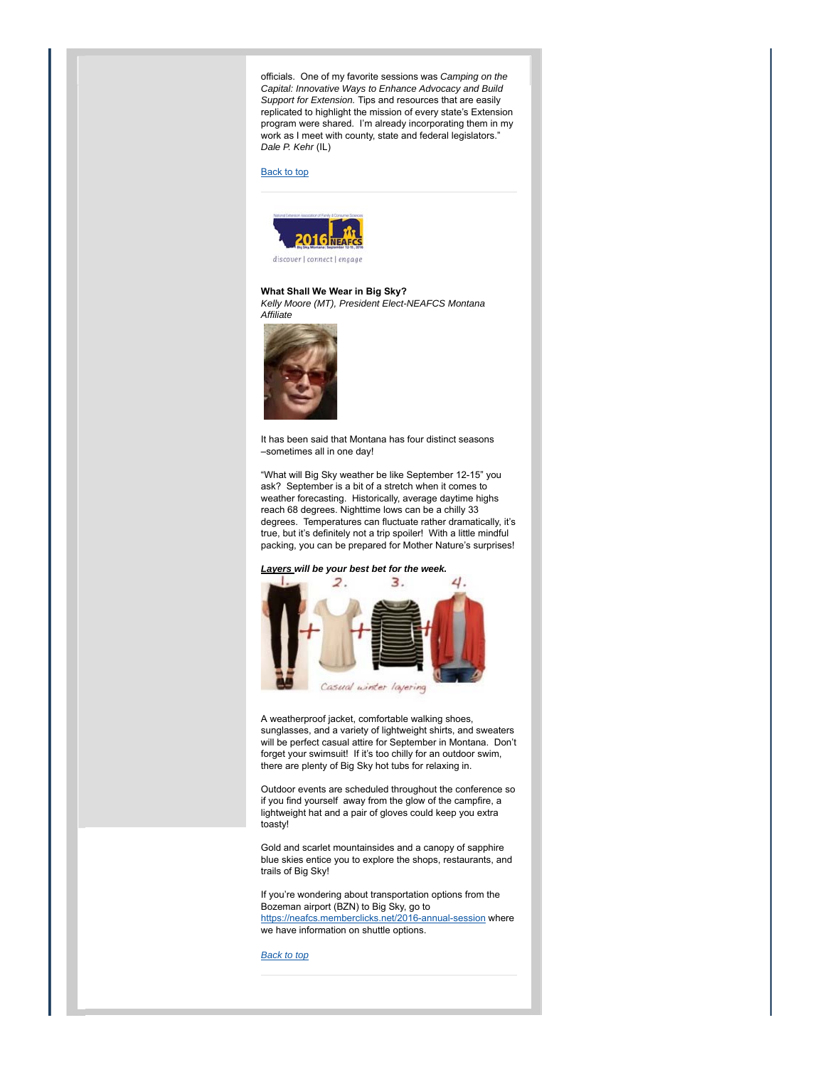officials. One of my favorite sessions was *Camping on the Capital: Innovative Ways to Enhance Advocacy and Build Support for Extension.* Tips and resources that are easily replicated to highlight the mission of every state's Extension program were shared. I'm already incorporating them in my work as I meet with county, state and federal legislators."
*Dale P. Kehr* (IL)

[Back to top]

---

**What Shall We Wear in Big Sky?**
*Kelly Moore (MT), President Elect-NEAFCS Montana Affiliate*

It has been said that Montana has four distinct seasons –sometimes all in one day!

"What will Big Sky weather be like September 12-15" you ask? September is a bit of a stretch when it comes to weather forecasting. Historically, average daytime highs reach 68 degrees. Nighttime lows can be a chilly 33 degrees. Temperatures can fluctuate rather dramatically, it's true, but it's definitely not a trip spoiler! With a little mindful packing, you can be prepared for Mother Nature's surprises!

***Layers will be your best bet for the week.***

A weatherproof jacket, comfortable walking shoes, sunglasses, and a variety of lightweight shirts, and sweaters will be perfect casual attire for September in Montana. Don't forget your swimsuit! If it's too chilly for an outdoor swim, there are plenty of Big Sky hot tubs for relaxing in.

Outdoor events are scheduled throughout the conference so if you find yourself away from the glow of the campfire, a lightweight hat and a pair of gloves could keep you extra toasty!

Gold and scarlet mountainsides and a canopy of sapphire blue skies entice you to explore the shops, restaurants, and trails of Big Sky!

If you're wondering about transportation options from the Bozeman airport (BZN) to Big Sky, go to https://neafcs.memberclicks.net/2016-annual-session where we have information on shuttle options.

*[Back to top]*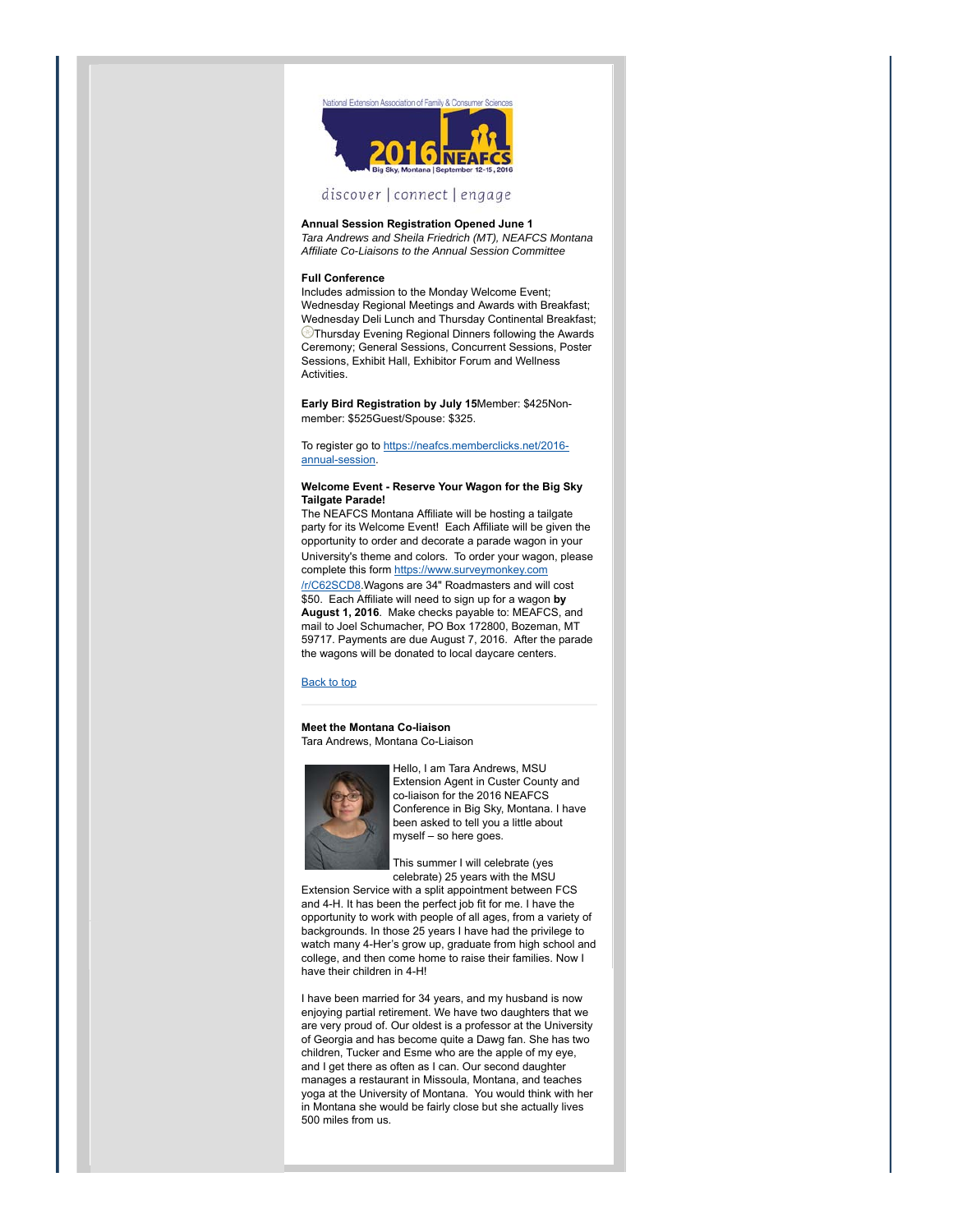National Extension Association of Family & Consumer Sciences

2016 NEAFCS

Big Sky, Montana | September 12-15, 2016

discover | connect | engage

**Annual Session Registration Opened June 1**
*Tara Andrews and Sheila Friedrich (MT), NEAFCS Montana Affiliate Co-Liaisons to the Annual Session Committee*

**Full Conference**
Includes admission to the Monday Welcome Event; Wednesday Regional Meetings and Awards with Breakfast; Wednesday Deli Lunch and Thursday Continental Breakfast; Thursday Evening Regional Dinners following the Awards Ceremony; General Sessions, Concurrent Sessions, Poster Sessions, Exhibit Hall, Exhibitor Forum and Wellness Activities.

**Early Bird Registration by July 15**Member: $425Non-member: $525Guest/Spouse: $325.

To register go to https://neafcs.memberclicks.net/2016-annual-session.

**Welcome Event - Reserve Your Wagon for the Big Sky Tailgate Parade!**
The NEAFCS Montana Affiliate will be hosting a tailgate party for its Welcome Event! Each Affiliate will be given the opportunity to order and decorate a parade wagon in your University's theme and colors. To order your wagon, please complete this form https://www.surveymonkey.com/r/C62SCD8.Wagons are 34" Roadmasters and will cost $50. Each Affiliate will need to sign up for a wagon **by August 1, 2016**. Make checks payable to: MEAFCS, and mail to Joel Schumacher, PO Box 172800, Bozeman, MT 59717. Payments are due August 7, 2016. After the parade the wagons will be donated to local daycare centers.

Back to top

---

**Meet the Montana Co-liaison**
Tara Andrews, Montana Co-Liaison

Hello, I am Tara Andrews, MSU Extension Agent in Custer County and co-liaison for the 2016 NEAFCS Conference in Big Sky, Montana. I have been asked to tell you a little about myself – so here goes.

This summer I will celebrate (yes celebrate) 25 years with the MSU Extension Service with a split appointment between FCS and 4-H. It has been the perfect job fit for me. I have the opportunity to work with people of all ages, from a variety of backgrounds. In those 25 years I have had the privilege to watch many 4-Her's grow up, graduate from high school and college, and then come home to raise their families. Now I have their children in 4-H!

I have been married for 34 years, and my husband is now enjoying partial retirement. We have two daughters that we are very proud of. Our oldest is a professor at the University of Georgia and has become quite a Dawg fan. She has two children, Tucker and Esme who are the apple of my eye, and I get there as often as I can. Our second daughter manages a restaurant in Missoula, Montana, and teaches yoga at the University of Montana. You would think with her in Montana she would be fairly close but she actually lives 500 miles from us.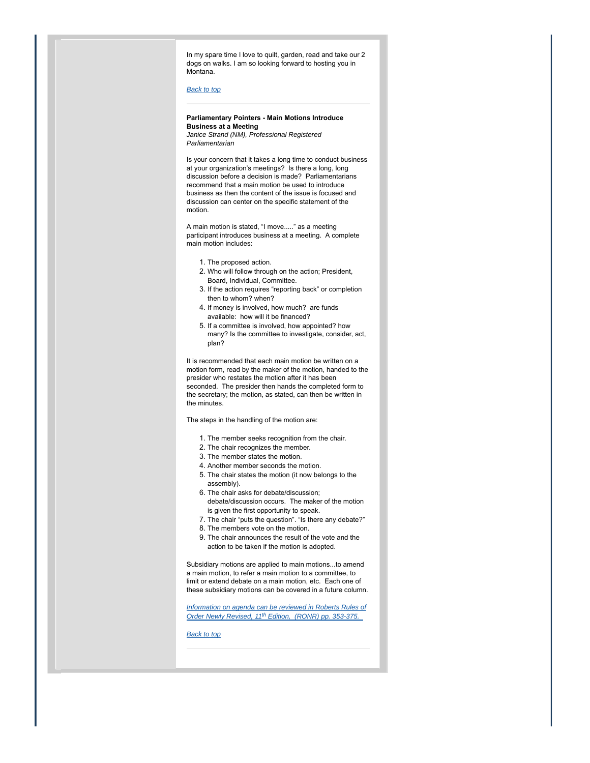In my spare time I love to quilt, garden, read and take our 2 dogs on walks. I am so looking forward to hosting you in Montana.

*Back to top*

---

**Parliamentary Pointers - Main Motions Introduce Business at a Meeting**
*Janice Strand (NM), Professional Registered Parliamentarian*

Is your concern that it takes a long time to conduct business at your organization's meetings? Is there a long, long discussion before a decision is made? Parliamentarians recommend that a main motion be used to introduce business as then the content of the issue is focused and discussion can center on the specific statement of the motion.

A main motion is stated, "I move....." as a meeting participant introduces business at a meeting. A complete main motion includes:

1. The proposed action.
2. Who will follow through on the action; President, Board, Individual, Committee.
3. If the action requires "reporting back" or completion then to whom? when?
4. If money is involved, how much? are funds available: how will it be financed?
5. If a committee is involved, how appointed? how many? Is the committee to investigate, consider, act, plan?

It is recommended that each main motion be written on a motion form, read by the maker of the motion, handed to the presider who restates the motion after it has been seconded. The presider then hands the completed form to the secretary; the motion, as stated, can then be written in the minutes.

The steps in the handling of the motion are:

1. The member seeks recognition from the chair.
2. The chair recognizes the member.
3. The member states the motion.
4. Another member seconds the motion.
5. The chair states the motion (it now belongs to the assembly).
6. The chair asks for debate/discussion; debate/discussion occurs. The maker of the motion is given the first opportunity to speak.
7. The chair "puts the question". "Is there any debate?"
8. The members vote on the motion.
9. The chair announces the result of the vote and the action to be taken if the motion is adopted.

Subsidiary motions are applied to main motions...to amend a main motion, to refer a main motion to a committee, to limit or extend debate on a main motion, etc. Each one of these subsidiary motions can be covered in a future column.

*Information on agenda can be reviewed in Roberts Rules of Order Newly Revised, 11th Edition, (RONR) pp. 353-375.*

*Back to top*

---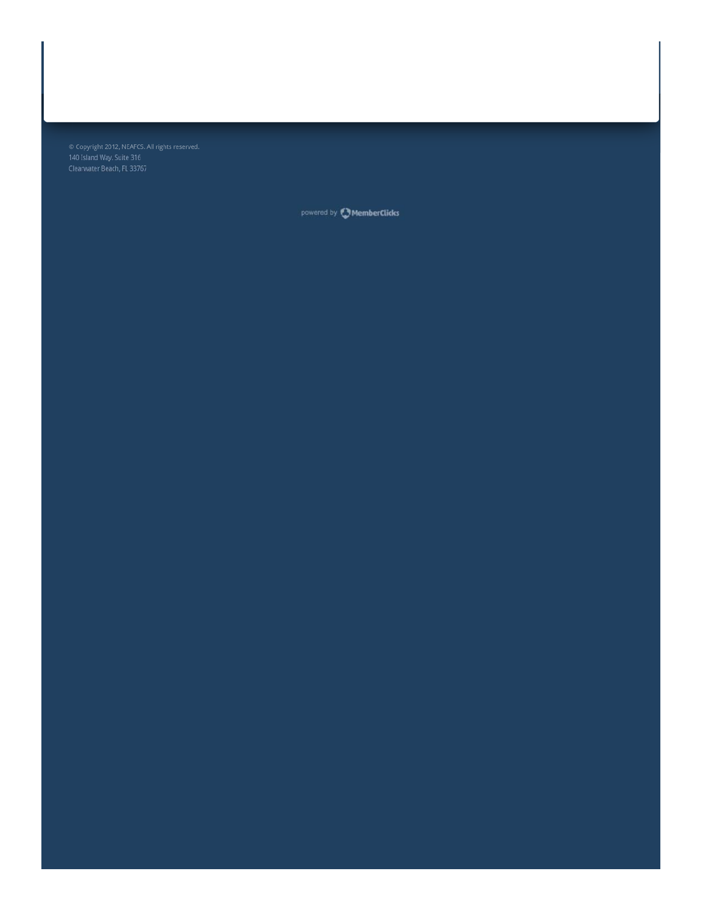© Copyright 2012, NEAFCS. All rights reserved.
140 Island Way. Suite 316
Clearwater Beach, FL 33767

powered by MemberClicks